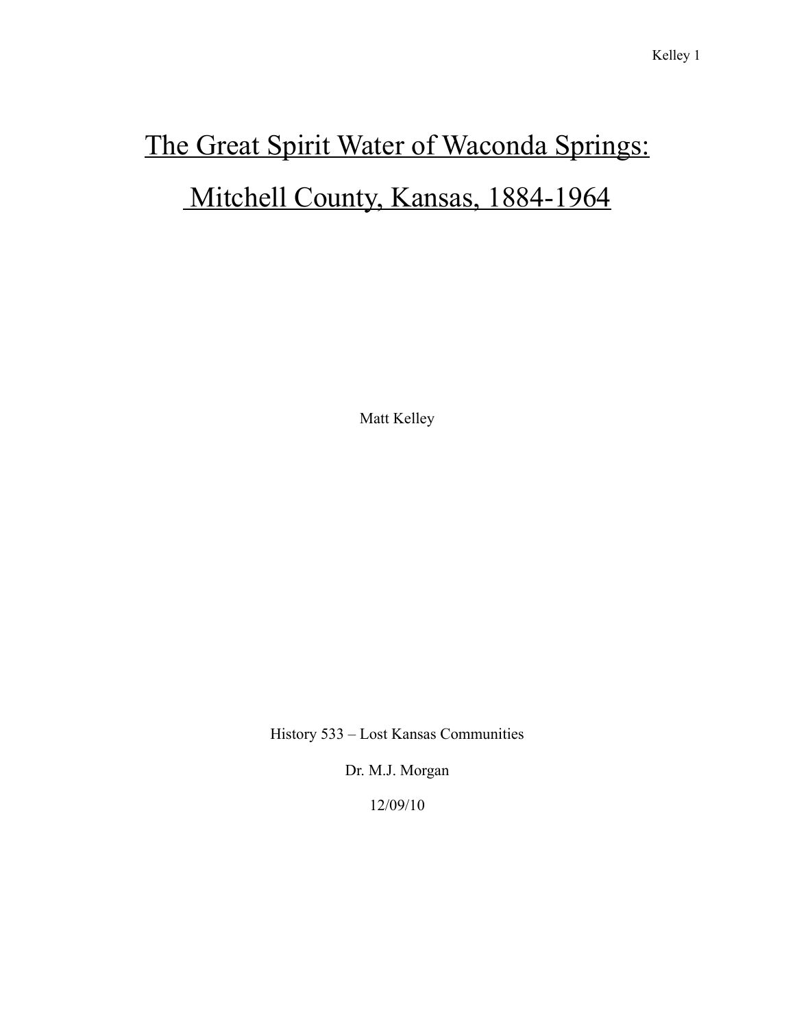# The Great Spirit Water of Waconda Springs: Mitchell County, Kansas, 1884-1964

Matt Kelley

History 533 – Lost Kansas Communities

Dr. M.J. Morgan

12/09/10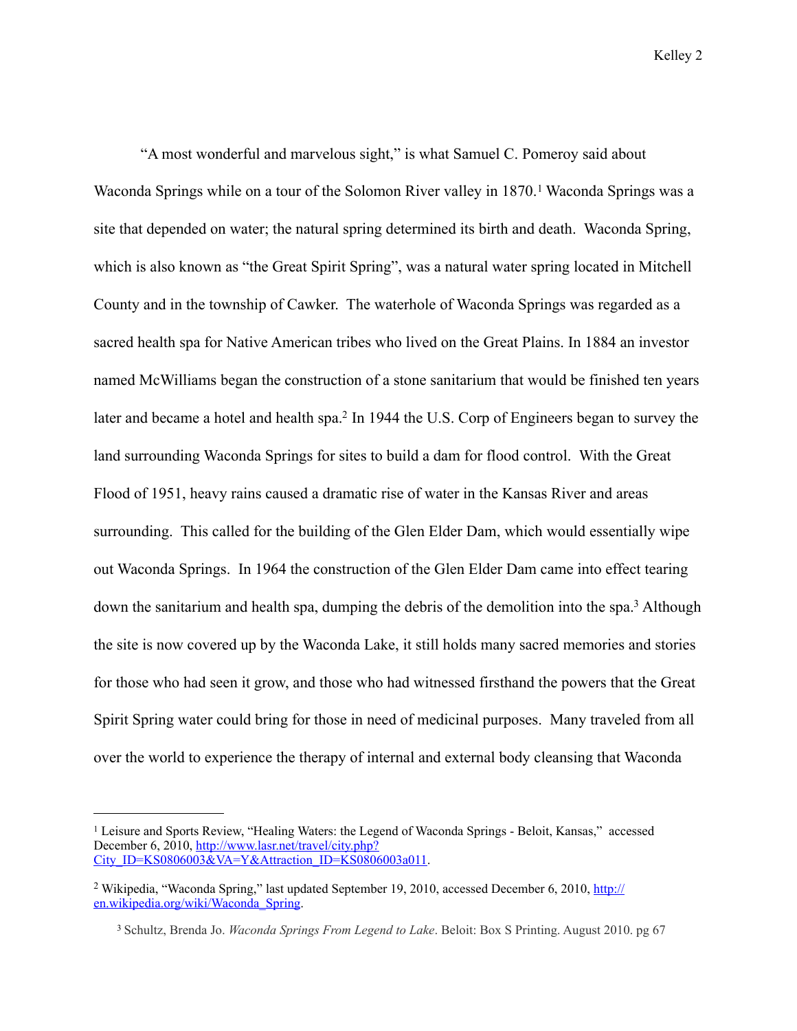"A most wonderful and marvelous sight," is what Samuel C. Pomeroy said about Waconda Springs while on a tour of the Solomon River valley in 1870.[1] Waconda Springs was a site that depended on water; the natural spring determined its birth and death. Waconda Spring, which is also known as "the Great Spirit Spring", was a natural water spring located in Mitchell County and in the township of Cawker. The waterhole of Waconda Springs was regarded as a sacred health spa for Native American tribes who lived on the Great Plains. In 1884 an investor named McWilliams began the construction of a stone sanitarium that would be finished ten years later and became a hotel and health spa.[2] In 1944 the U.S. Corp of Engineers began to survey the land surrounding Waconda Springs for sites to build a dam for flood control. With the Great Flood of 1951, heavy rains caused a dramatic rise of water in the Kansas River and areas surrounding. This called for the building of the Glen Elder Dam, which would essentially wipe out Waconda Springs. In 1964 the construction of the Glen Elder Dam came into effect tearing down the sanitarium and health spa, dumping the debris of the demolition into the spa.[3] Although the site is now covered up by the Waconda Lake, it still holds many sacred memories and stories for those who had seen it grow, and those who had witnessed firsthand the powers that the Great Spirit Spring water could bring for those in need of medicinal purposes. Many traveled from all over the world to experience the therapy of internal and external body cleansing that Waconda

---

[1] Leisure and Sports Review, "Healing Waters: the Legend of Waconda Springs - Beloit, Kansas," accessed December 6, 2010, http://www.lasr.net/travel/city.php?City_ID=KS0806003&VA=Y&Attraction_ID=KS0806003a011.

[2] Wikipedia, "Waconda Spring," last updated September 19, 2010, accessed December 6, 2010, http://en.wikipedia.org/wiki/Waconda_Spring.

[3] Schultz, Brenda Jo. *Waconda Springs From Legend to Lake*. Beloit: Box S Printing. August 2010. pg 67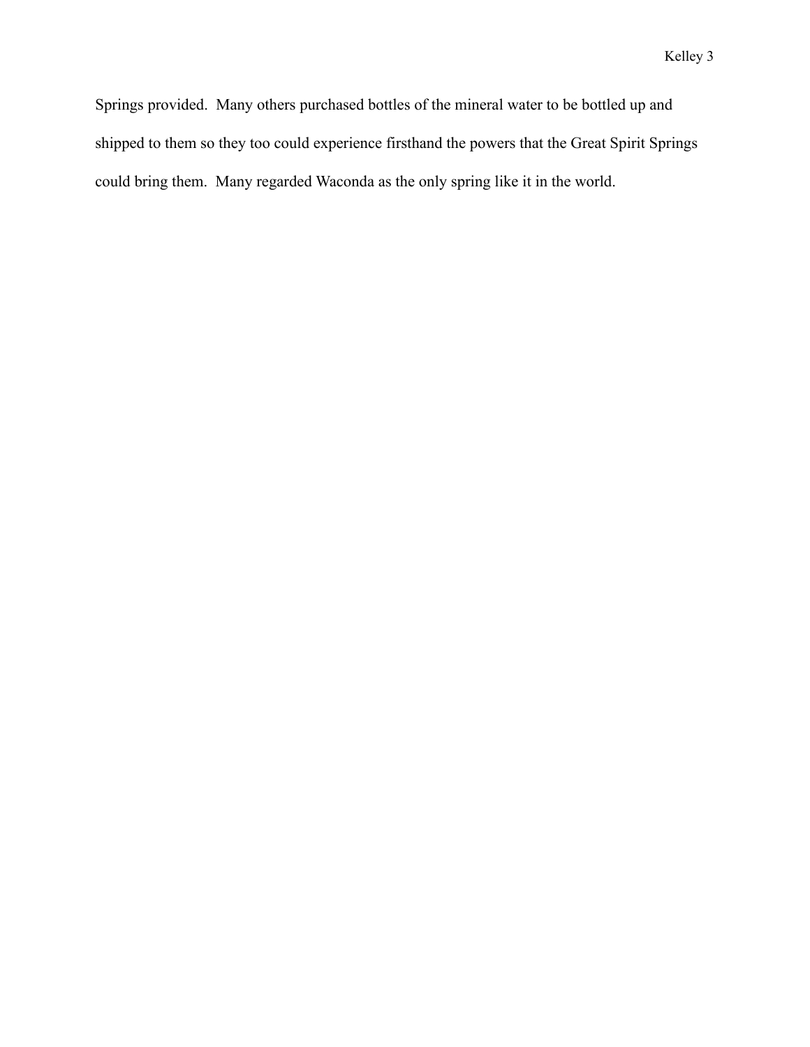Springs provided.  Many others purchased bottles of the mineral water to be bottled up and shipped to them so they too could experience firsthand the powers that the Great Spirit Springs could bring them.  Many regarded Waconda as the only spring like it in the world.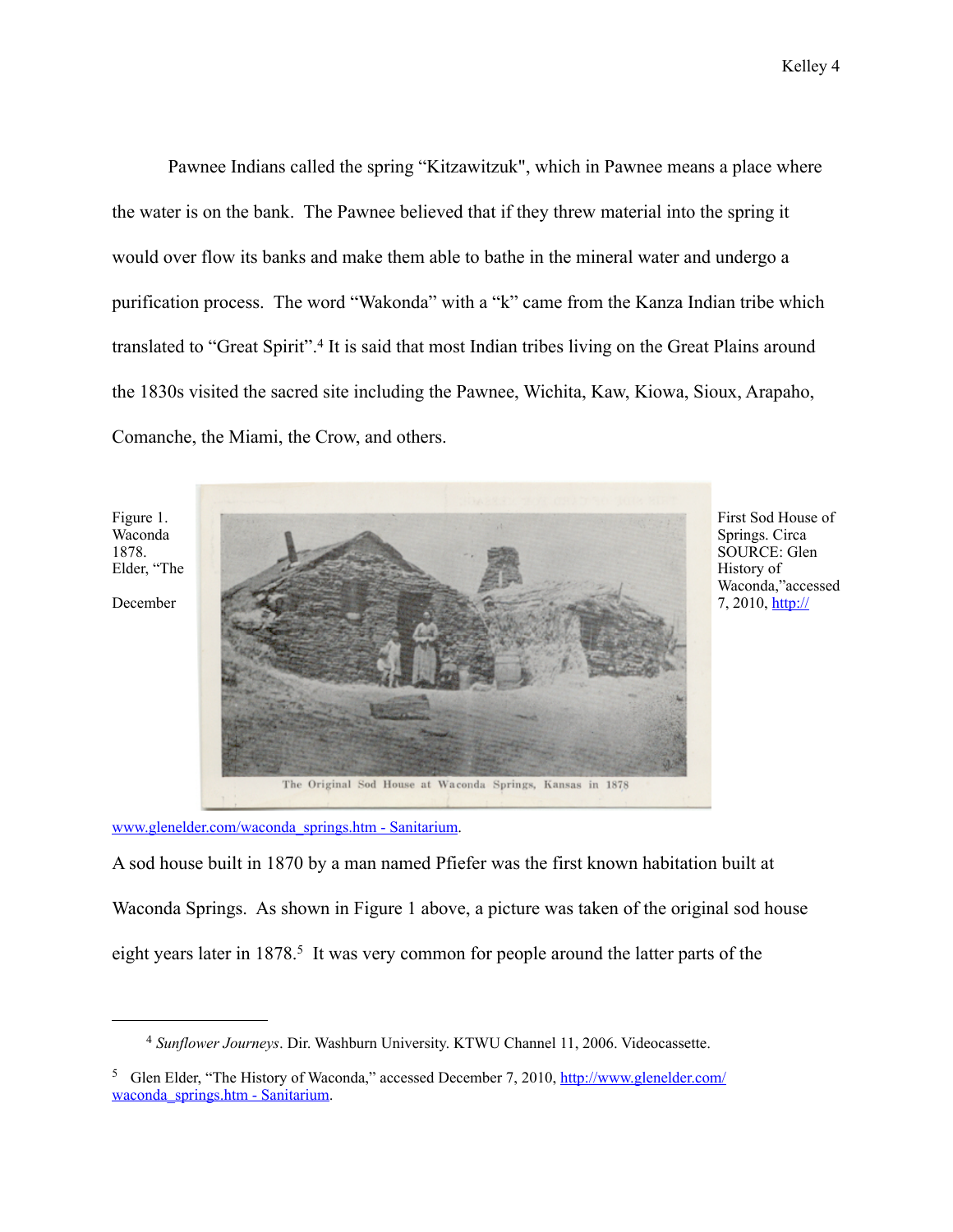Pawnee Indians called the spring “Kitzawitzuk", which in Pawnee means a place where the water is on the bank. The Pawnee believed that if they threw material into the spring it would over flow its banks and make them able to bathe in the mineral water and undergo a purification process. The word “Wakonda” with a “k” came from the Kanza Indian tribe which translated to “Great Spirit”.[4] It is said that most Indian tribes living on the Great Plains around the 1830s visited the sacred site including the Pawnee, Wichita, Kaw, Kiowa, Sioux, Arapaho, Comanche, the Miami, the Crow, and others.

The Original Sod House at Waconda Springs, Kansas in 1878

Figure 1. Waconda 1878. Elder, “The December First Sod House of Springs. Circa SOURCE: Glen History of Waconda,”accessed 7, 2010, http:// www.glenelder.com/waconda_springs.htm - Sanitarium.

A sod house built in 1870 by a man named Pfiefer was the first known habitation built at Waconda Springs. As shown in Figure 1 above, a picture was taken of the original sod house eight years later in 1878.[5] It was very common for people around the latter parts of the

---

[4] *Sunflower Journeys*. Dir. Washburn University. KTWU Channel 11, 2006. Videocassette.

[5] Glen Elder, “The History of Waconda,” accessed December 7, 2010, http://www.glenelder.com/waconda_springs.htm - Sanitarium.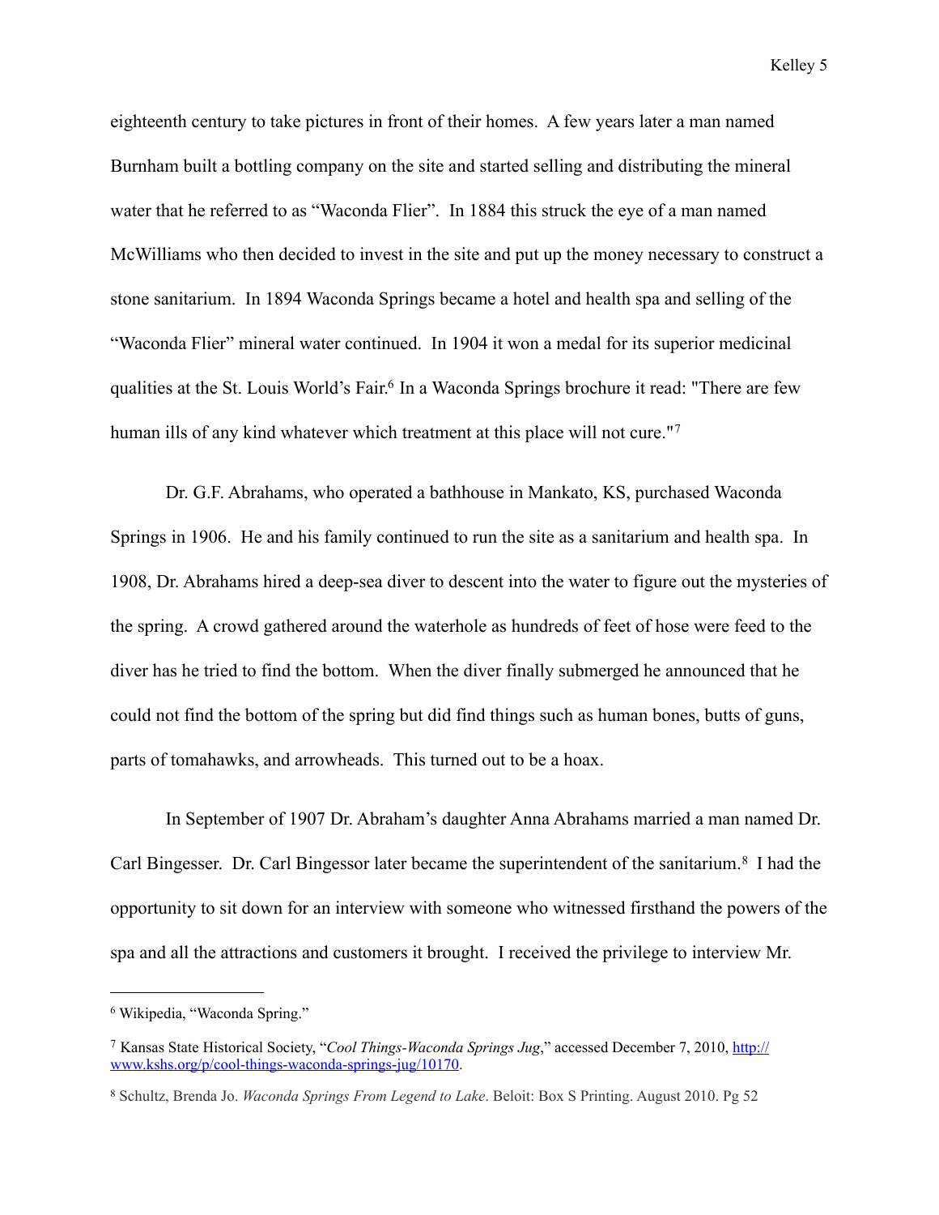eighteenth century to take pictures in front of their homes.  A few years later a man named Burnham built a bottling company on the site and started selling and distributing the mineral water that he referred to as "Waconda Flier".  In 1884 this struck the eye of a man named McWilliams who then decided to invest in the site and put up the money necessary to construct a stone sanitarium.  In 1894 Waconda Springs became a hotel and health spa and selling of the "Waconda Flier" mineral water continued.  In 1904 it won a medal for its superior medicinal qualities at the St. Louis World's Fair.[6] In a Waconda Springs brochure it read: "There are few human ills of any kind whatever which treatment at this place will not cure."[7]

Dr. G.F. Abrahams, who operated a bathhouse in Mankato, KS, purchased Waconda Springs in 1906.  He and his family continued to run the site as a sanitarium and health spa.  In 1908, Dr. Abrahams hired a deep-sea diver to descent into the water to figure out the mysteries of the spring.  A crowd gathered around the waterhole as hundreds of feet of hose were feed to the diver has he tried to find the bottom.  When the diver finally submerged he announced that he could not find the bottom of the spring but did find things such as human bones, butts of guns, parts of tomahawks, and arrowheads.  This turned out to be a hoax.

In September of 1907 Dr. Abraham's daughter Anna Abrahams married a man named Dr. Carl Bingesser.  Dr. Carl Bingessor later became the superintendent of the sanitarium.[8]  I had the opportunity to sit down for an interview with someone who witnessed firsthand the powers of the spa and all the attractions and customers it brought.  I received the privilege to interview Mr.

---

[6] Wikipedia, "Waconda Spring."

[7] Kansas State Historical Society, "*Cool Things-Waconda Springs Jug*," accessed December 7, 2010, http://www.kshs.org/p/cool-things-waconda-springs-jug/10170.

[8] Schultz, Brenda Jo. *Waconda Springs From Legend to Lake*. Beloit: Box S Printing. August 2010. Pg 52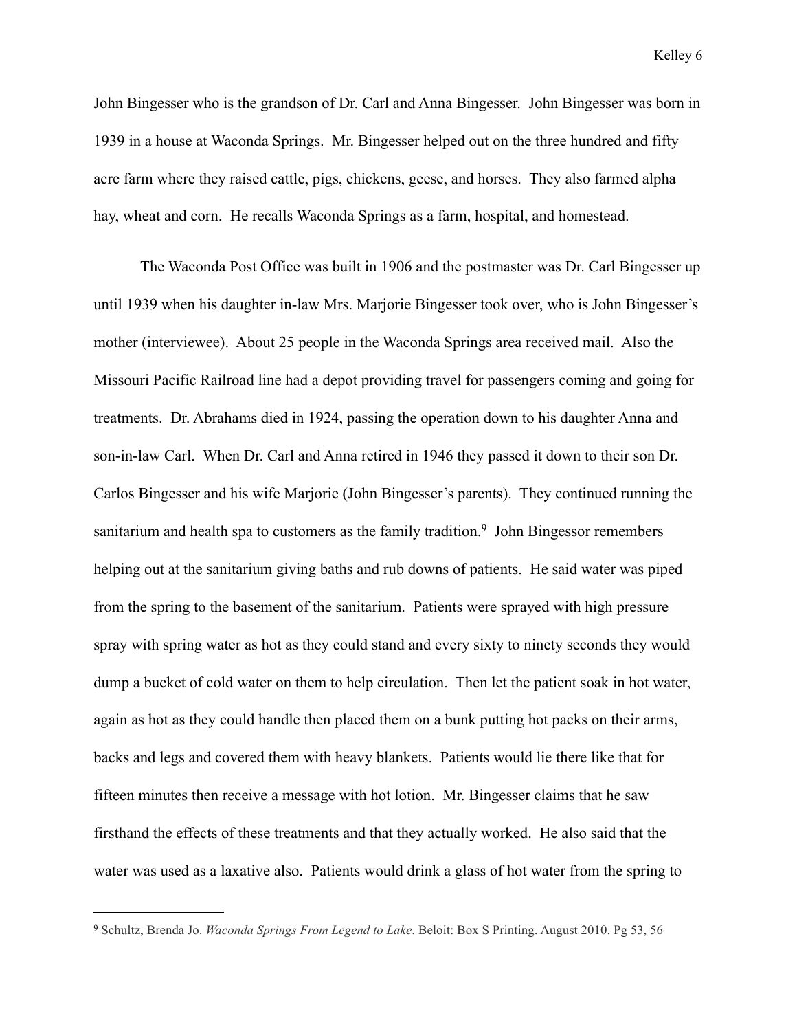John Bingesser who is the grandson of Dr. Carl and Anna Bingesser. John Bingesser was born in 1939 in a house at Waconda Springs. Mr. Bingesser helped out on the three hundred and fifty acre farm where they raised cattle, pigs, chickens, geese, and horses. They also farmed alpha hay, wheat and corn. He recalls Waconda Springs as a farm, hospital, and homestead.

The Waconda Post Office was built in 1906 and the postmaster was Dr. Carl Bingesser up until 1939 when his daughter in-law Mrs. Marjorie Bingesser took over, who is John Bingesser's mother (interviewee). About 25 people in the Waconda Springs area received mail. Also the Missouri Pacific Railroad line had a depot providing travel for passengers coming and going for treatments. Dr. Abrahams died in 1924, passing the operation down to his daughter Anna and son-in-law Carl. When Dr. Carl and Anna retired in 1946 they passed it down to their son Dr. Carlos Bingesser and his wife Marjorie (John Bingesser's parents). They continued running the sanitarium and health spa to customers as the family tradition.[9] John Bingessor remembers helping out at the sanitarium giving baths and rub downs of patients. He said water was piped from the spring to the basement of the sanitarium. Patients were sprayed with high pressure spray with spring water as hot as they could stand and every sixty to ninety seconds they would dump a bucket of cold water on them to help circulation. Then let the patient soak in hot water, again as hot as they could handle then placed them on a bunk putting hot packs on their arms, backs and legs and covered them with heavy blankets. Patients would lie there like that for fifteen minutes then receive a message with hot lotion. Mr. Bingesser claims that he saw firsthand the effects of these treatments and that they actually worked. He also said that the water was used as a laxative also. Patients would drink a glass of hot water from the spring to

---

[9] Schultz, Brenda Jo. *Waconda Springs From Legend to Lake*. Beloit: Box S Printing. August 2010. Pg 53, 56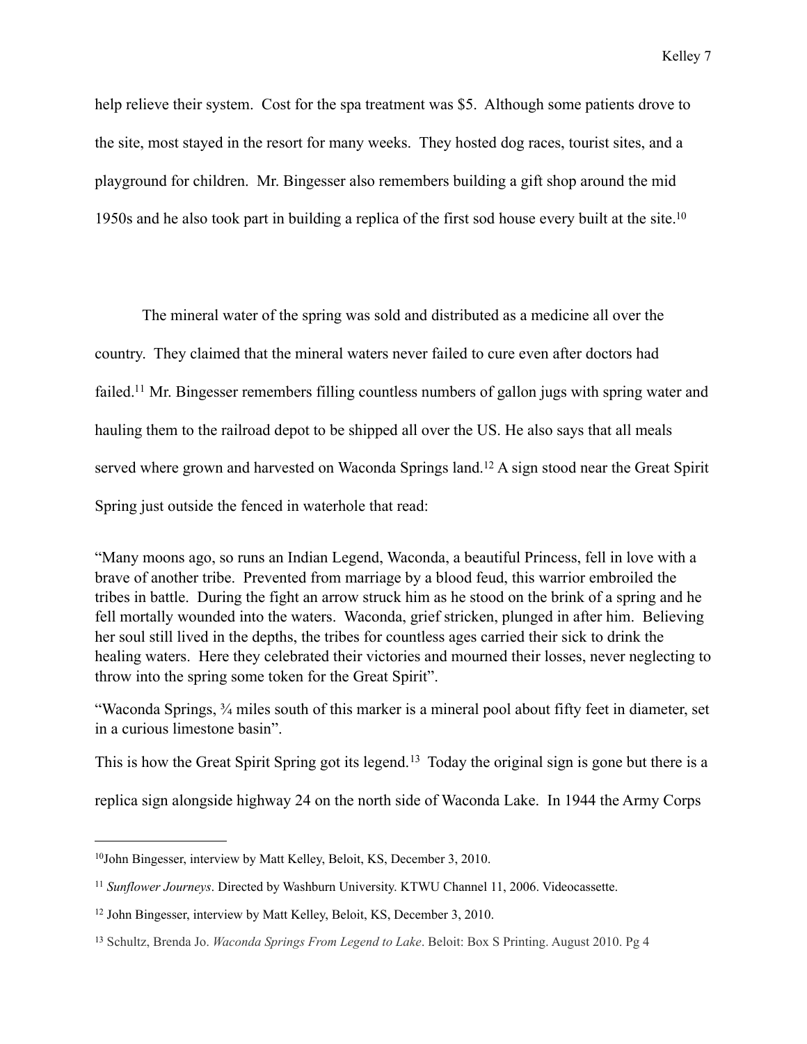help relieve their system. Cost for the spa treatment was $5. Although some patients drove to the site, most stayed in the resort for many weeks. They hosted dog races, tourist sites, and a playground for children. Mr. Bingesser also remembers building a gift shop around the mid 1950s and he also took part in building a replica of the first sod house every built at the site.[10]

The mineral water of the spring was sold and distributed as a medicine all over the country. They claimed that the mineral waters never failed to cure even after doctors had failed.[11] Mr. Bingesser remembers filling countless numbers of gallon jugs with spring water and hauling them to the railroad depot to be shipped all over the US. He also says that all meals served where grown and harvested on Waconda Springs land.[12] A sign stood near the Great Spirit Spring just outside the fenced in waterhole that read:

"Many moons ago, so runs an Indian Legend, Waconda, a beautiful Princess, fell in love with a brave of another tribe. Prevented from marriage by a blood feud, this warrior embroiled the tribes in battle. During the fight an arrow struck him as he stood on the brink of a spring and he fell mortally wounded into the waters. Waconda, grief stricken, plunged in after him. Believing her soul still lived in the depths, the tribes for countless ages carried their sick to drink the healing waters. Here they celebrated their victories and mourned their losses, never neglecting to throw into the spring some token for the Great Spirit".

"Waconda Springs, ¾ miles south of this marker is a mineral pool about fifty feet in diameter, set in a curious limestone basin".

This is how the Great Spirit Spring got its legend.[13] Today the original sign is gone but there is a replica sign alongside highway 24 on the north side of Waconda Lake. In 1944 the Army Corps

---

[10] John Bingesser, interview by Matt Kelley, Beloit, KS, December 3, 2010.

[11] *Sunflower Journeys*. Directed by Washburn University. KTWU Channel 11, 2006. Videocassette.

[12] John Bingesser, interview by Matt Kelley, Beloit, KS, December 3, 2010.

[13] Schultz, Brenda Jo. *Waconda Springs From Legend to Lake*. Beloit: Box S Printing. August 2010. Pg 4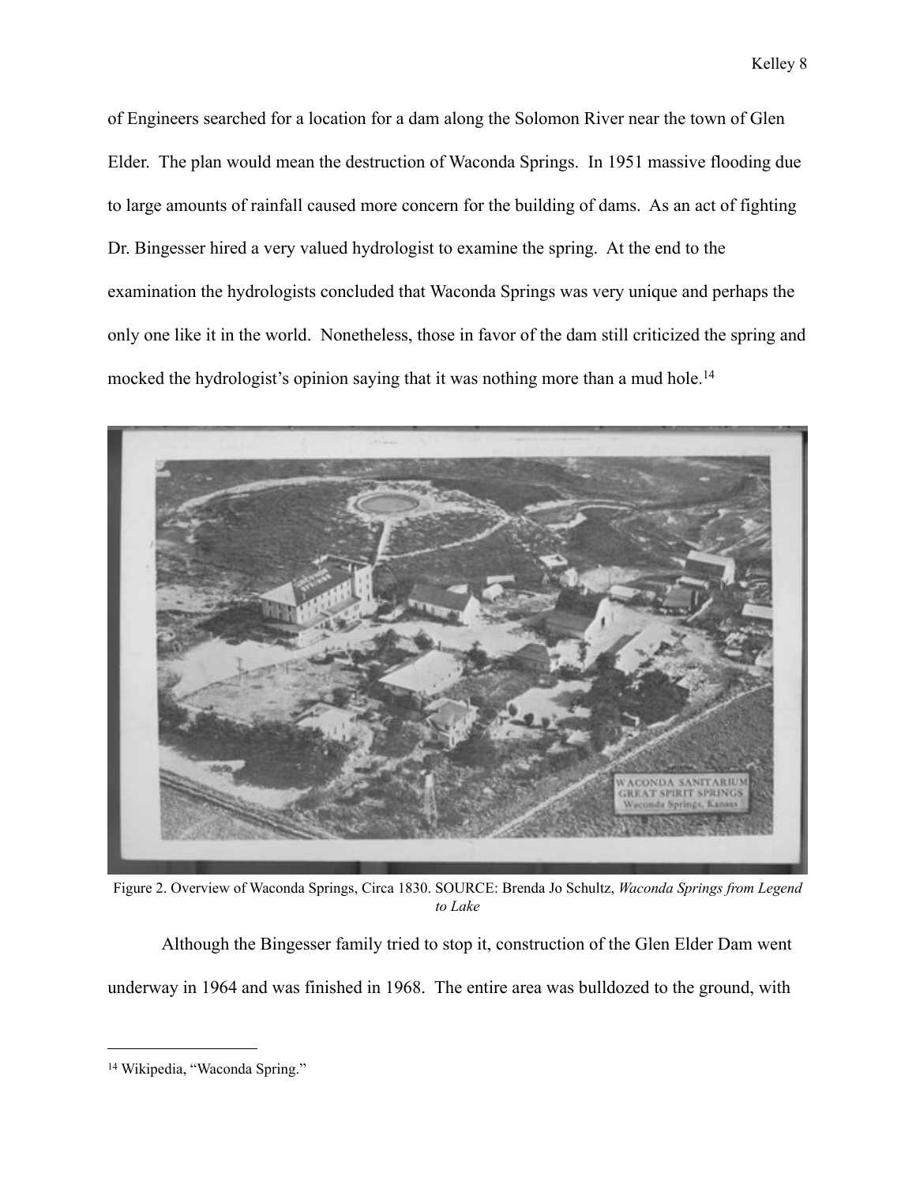of Engineers searched for a location for a dam along the Solomon River near the town of Glen Elder. The plan would mean the destruction of Waconda Springs. In 1951 massive flooding due to large amounts of rainfall caused more concern for the building of dams. As an act of fighting Dr. Bingesser hired a very valued hydrologist to examine the spring. At the end to the examination the hydrologists concluded that Waconda Springs was very unique and perhaps the only one like it in the world. Nonetheless, those in favor of the dam still criticized the spring and mocked the hydrologist's opinion saying that it was nothing more than a mud hole.[14]

Figure 2. Overview of Waconda Springs, Circa 1830. SOURCE: Brenda Jo Schultz, *Waconda Springs from Legend to Lake*

Although the Bingesser family tried to stop it, construction of the Glen Elder Dam went underway in 1964 and was finished in 1968. The entire area was bulldozed to the ground, with

[14] Wikipedia, "Waconda Spring."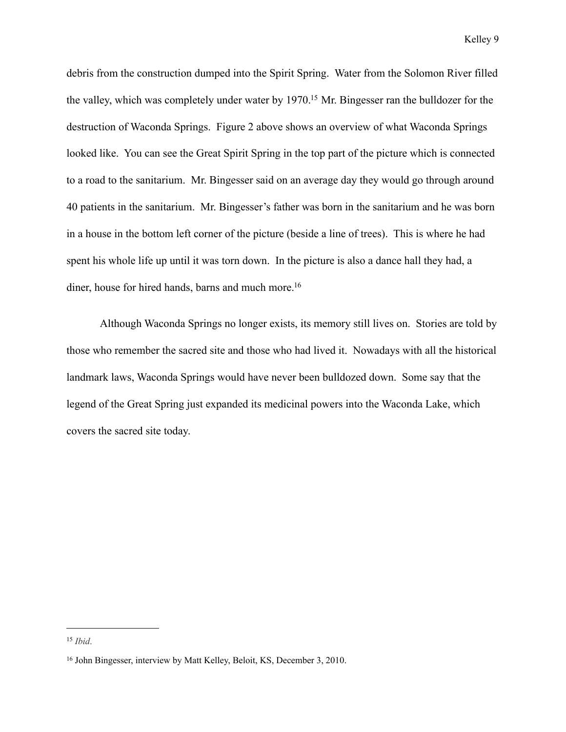debris from the construction dumped into the Spirit Spring. Water from the Solomon River filled the valley, which was completely under water by 1970.[15] Mr. Bingesser ran the bulldozer for the destruction of Waconda Springs. Figure 2 above shows an overview of what Waconda Springs looked like. You can see the Great Spirit Spring in the top part of the picture which is connected to a road to the sanitarium. Mr. Bingesser said on an average day they would go through around 40 patients in the sanitarium. Mr. Bingesser's father was born in the sanitarium and he was born in a house in the bottom left corner of the picture (beside a line of trees). This is where he had spent his whole life up until it was torn down. In the picture is also a dance hall they had, a diner, house for hired hands, barns and much more.[16]

Although Waconda Springs no longer exists, its memory still lives on. Stories are told by those who remember the sacred site and those who had lived it. Nowadays with all the historical landmark laws, Waconda Springs would have never been bulldozed down. Some say that the legend of the Great Spring just expanded its medicinal powers into the Waconda Lake, which covers the sacred site today.

---

[15] *Ibid*.

[16] John Bingesser, interview by Matt Kelley, Beloit, KS, December 3, 2010.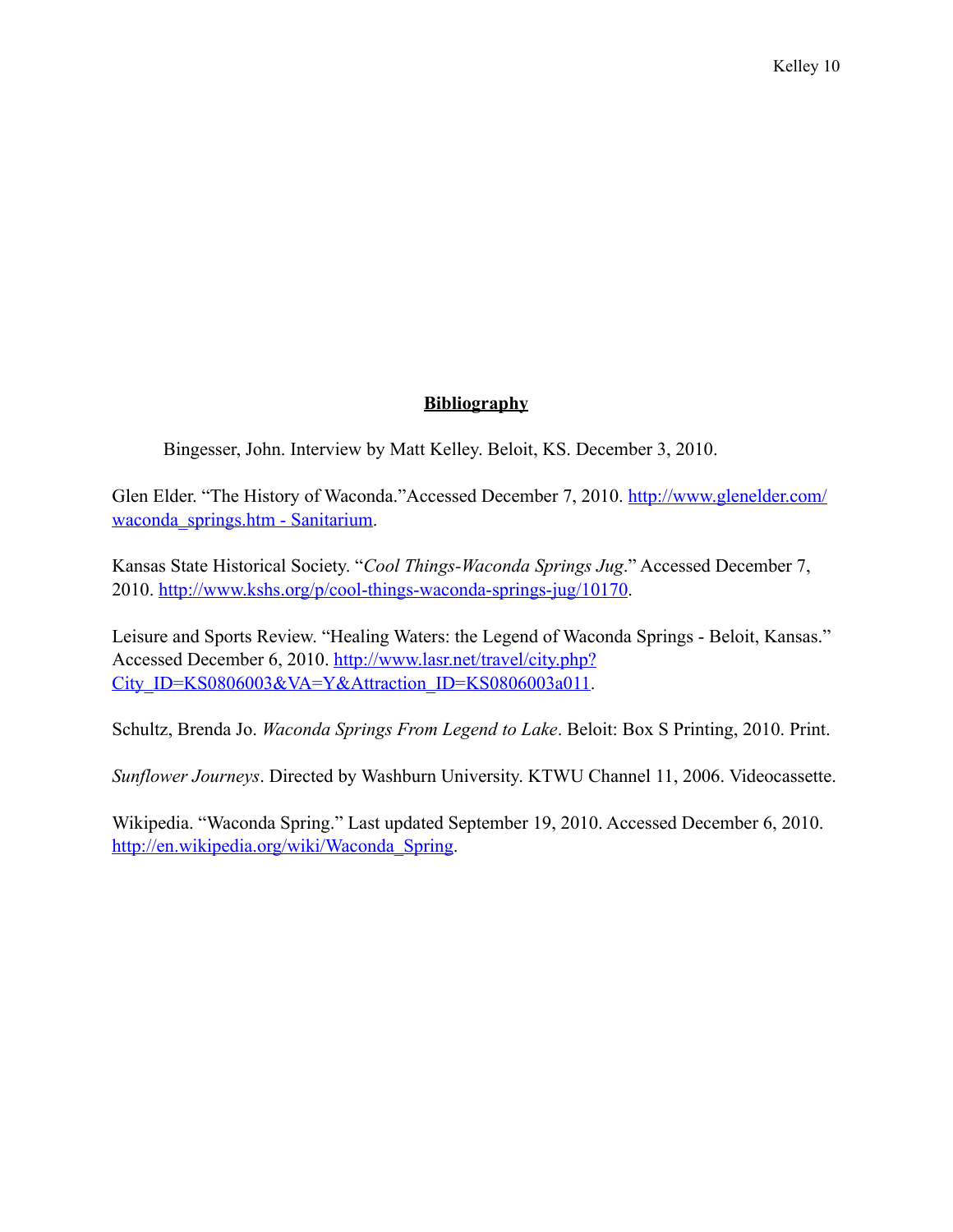## **Bibliography**

Bingesser, John. Interview by Matt Kelley. Beloit, KS. December 3, 2010.

Glen Elder. "The History of Waconda."Accessed December 7, 2010. http://www.glenelder.com/waconda_springs.htm - Sanitarium.

Kansas State Historical Society. "*Cool Things-Waconda Springs Jug*." Accessed December 7, 2010. http://www.kshs.org/p/cool-things-waconda-springs-jug/10170.

Leisure and Sports Review. "Healing Waters: the Legend of Waconda Springs - Beloit, Kansas." Accessed December 6, 2010. http://www.lasr.net/travel/city.php?City_ID=KS0806003&VA=Y&Attraction_ID=KS0806003a011.

Schultz, Brenda Jo. *Waconda Springs From Legend to Lake*. Beloit: Box S Printing, 2010. Print.

*Sunflower Journeys*. Directed by Washburn University. KTWU Channel 11, 2006. Videocassette.

Wikipedia. "Waconda Spring." Last updated September 19, 2010. Accessed December 6, 2010. http://en.wikipedia.org/wiki/Waconda_Spring.